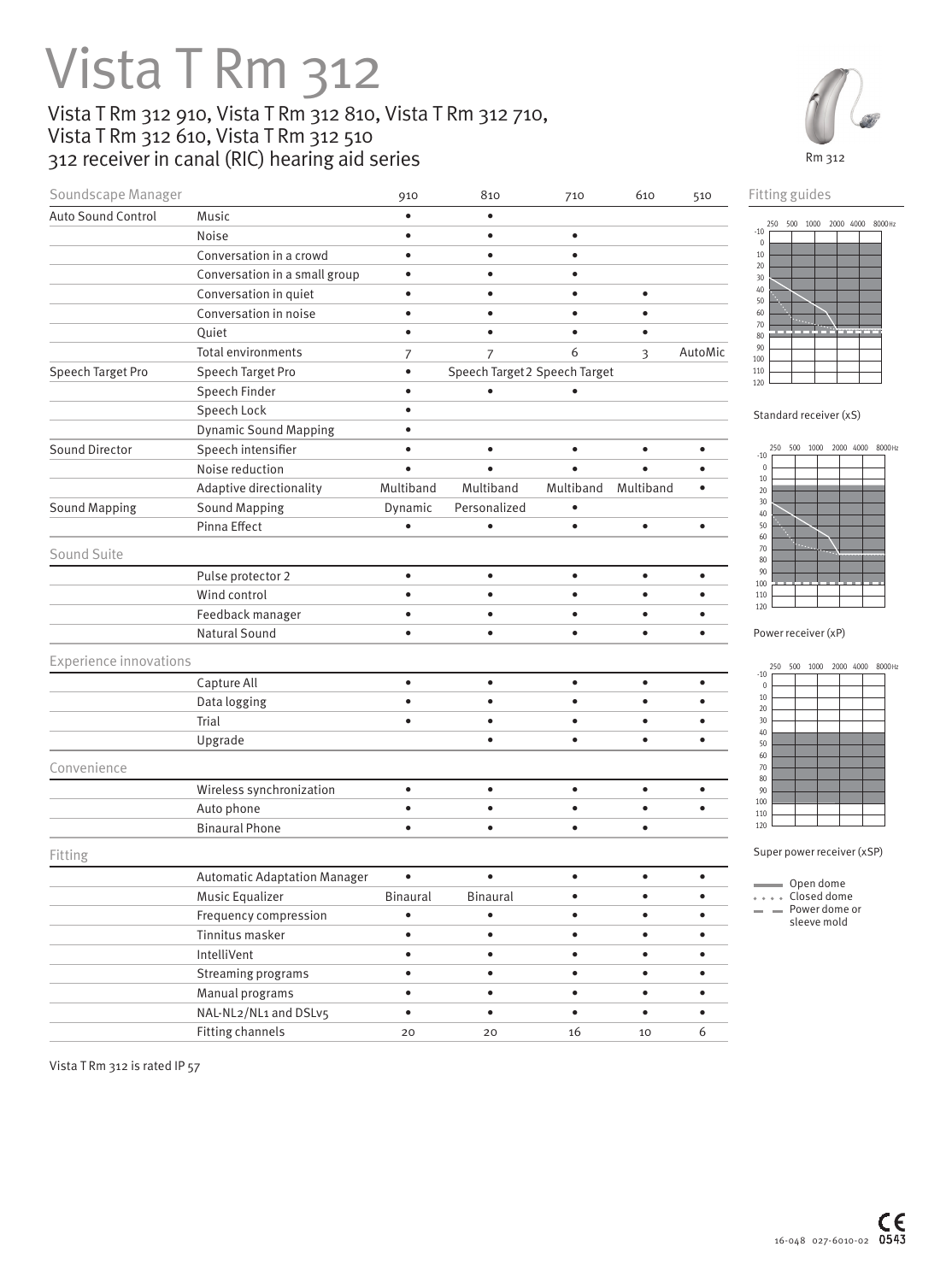# Vista T Rm 312

Vista T Rm 312 910, Vista T Rm 312 810, Vista T Rm 312 710,
Vista T Rm 312 610, Vista T Rm 312 510
312 receiver in canal (RIC) hearing aid series

Rm 312

| Soundscape Manager | | 910 | 810 | 710 | 610 | 510 |
|---|---|---|---|---|---|---|
| Auto Sound Control | Music | • | • | | | |
| | Noise | • | • | • | | |
| | Conversation in a crowd | • | • | • | | |
| | Conversation in a small group | • | • | • | | |
| | Conversation in quiet | • | • | • | • | |
| | Conversation in noise | • | • | • | • | |
| | Quiet | • | • | • | • | |
| | Total environments | 7 | 7 | 6 | 3 | AutoMic |
| Speech Target Pro | Speech Target Pro | • | Speech Target 2 | Speech Target | | |
| | Speech Finder | • | • | • | | |
| | Speech Lock | • | | | | |
| | Dynamic Sound Mapping | • | | | | |
| Sound Director | Speech intensifier | • | • | • | • | • |
| | Noise reduction | • | • | • | • | • |
| | Adaptive directionality | Multiband | Multiband | Multiband | Multiband | • |
| Sound Mapping | Sound Mapping | Dynamic | Personalized | • | | |
| | Pinna Effect | • | • | • | • | • |
| **Sound Suite** | | | | | | |
| | Pulse protector 2 | • | • | • | • | • |
| | Wind control | • | • | • | • | • |
| | Feedback manager | • | • | • | • | • |
| | Natural Sound | • | • | • | • | • |
| **Experience innovations** | | | | | | |
| | Capture All | • | • | • | • | • |
| | Data logging | • | • | • | • | • |
| | Trial | • | • | • | • | • |
| | Upgrade | | • | • | • | • |
| **Convenience** | | | | | | |
| | Wireless synchronization | • | • | • | • | • |
| | Auto phone | • | • | • | • | • |
| | Binaural Phone | • | • | • | • | |
| **Fitting** | | | | | | |
| | Automatic Adaptation Manager | • | • | • | • | • |
| | Music Equalizer | Binaural | Binaural | • | • | • |
| | Frequency compression | • | • | • | • | • |
| | Tinnitus masker | • | • | • | • | • |
| | IntelliVent | • | • | • | • | • |
| | Streaming programs | • | • | • | • | • |
| | Manual programs | • | • | • | • | • |
| | NAL-NL2/NL1 and DSLv5 | • | • | • | • | • |
| | Fitting channels | 20 | 20 | 16 | 10 | 6 |

Vista T Rm 312 is rated IP 57

## Fitting guides

Standard receiver (xS)

Power receiver (xP)

Super power receiver (xSP)

Open dome
Closed dome
Power dome or sleeve mold

16-048 027-6010-02 0543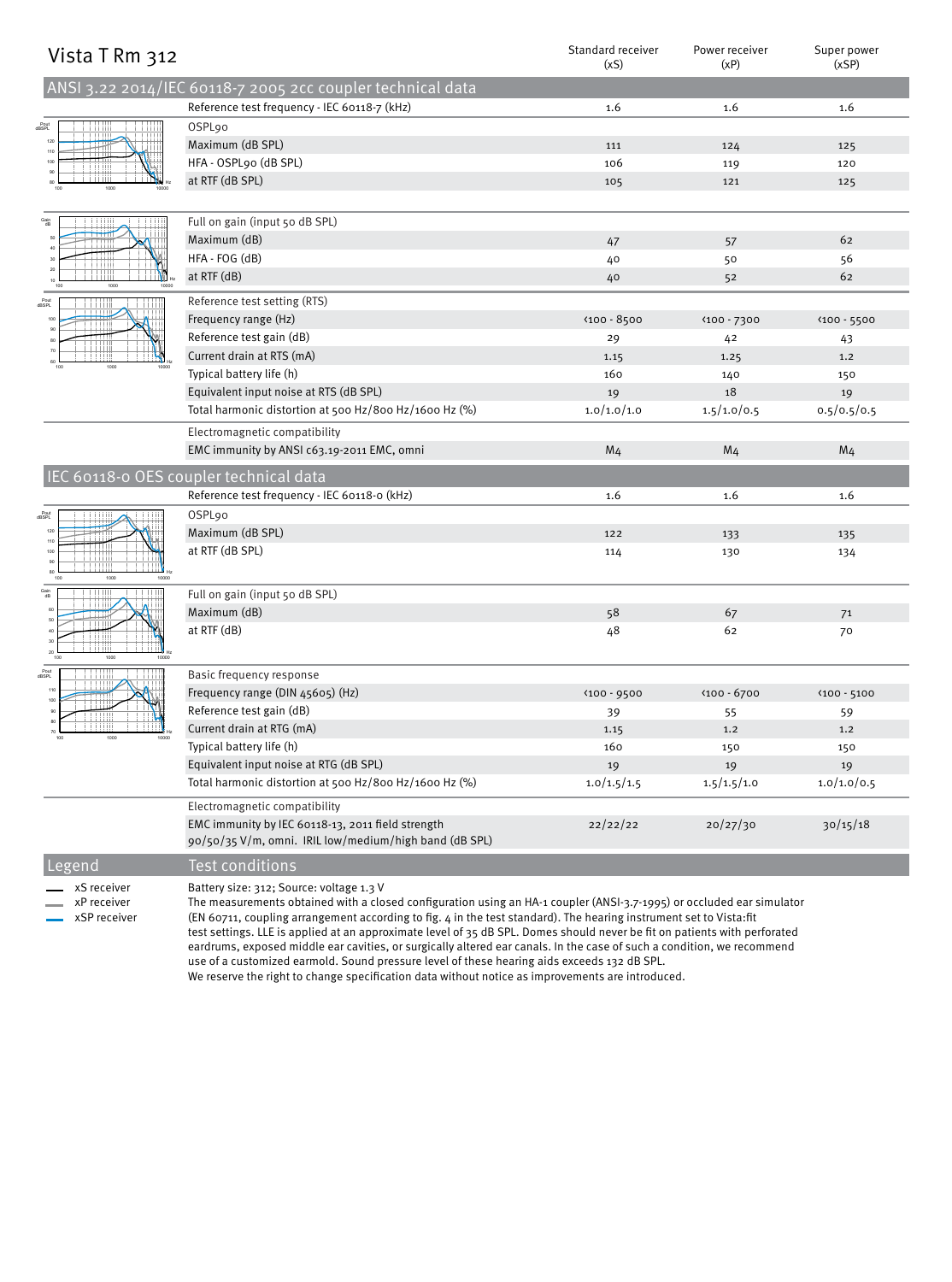# Vista T Rm 312

## ANSI 3.22 2014/IEC 60118-7 2005 2cc coupler technical data

| | Standard receiver (xS) | Power receiver (xP) | Super power (xSP) |
|---|---|---|---|
| Reference test frequency - IEC 60118-7 (kHz) | 1.6 | 1.6 | 1.6 |
| **OSPL90** | | | |
| Maximum (dB SPL) | 111 | 124 | 125 |
| HFA - OSPL90 (dB SPL) | 106 | 119 | 120 |
| at RTF (dB SPL) | 105 | 121 | 125 |
| **Full on gain (input 50 dB SPL)** | | | |
| Maximum (dB) | 47 | 57 | 62 |
| HFA - FOG (dB) | 40 | 50 | 56 |
| at RTF (dB) | 40 | 52 | 62 |
| **Reference test setting (RTS)** | | | |
| Frequency range (Hz) | <100 - 8500 | <100 - 7300 | <100 - 5500 |
| Reference test gain (dB) | 29 | 42 | 43 |
| Current drain at RTS (mA) | 1.15 | 1.25 | 1.2 |
| Typical battery life (h) | 160 | 140 | 150 |
| Equivalent input noise at RTS (dB SPL) | 19 | 18 | 19 |
| Total harmonic distortion at 500 Hz/800 Hz/1600 Hz (%) | 1.0/1.0/1.0 | 1.5/1.0/0.5 | 0.5/0.5/0.5 |
| **Electromagnetic compatibility** | | | |
| EMC immunity by ANSI c63.19-2011 EMC, omni | M4 | M4 | M4 |

## IEC 60118-0 OES coupler technical data

| | Standard receiver (xS) | Power receiver (xP) | Super power (xSP) |
|---|---|---|---|
| Reference test frequency - IEC 60118-0 (kHz) | 1.6 | 1.6 | 1.6 |
| **OSPL90** | | | |
| Maximum (dB SPL) | 122 | 133 | 135 |
| at RTF (dB SPL) | 114 | 130 | 134 |
| **Full on gain (input 50 dB SPL)** | | | |
| Maximum (dB) | 58 | 67 | 71 |
| at RTF (dB) | 48 | 62 | 70 |
| **Basic frequency response** | | | |
| Frequency range (DIN 45605) (Hz) | <100 - 9500 | <100 - 6700 | <100 - 5100 |
| Reference test gain (dB) | 39 | 55 | 59 |
| Current drain at RTG (mA) | 1.15 | 1.2 | 1.2 |
| Typical battery life (h) | 160 | 150 | 150 |
| Equivalent input noise at RTG (dB SPL) | 19 | 19 | 19 |
| Total harmonic distortion at 500 Hz/800 Hz/1600 Hz (%) | 1.0/1.5/1.5 | 1.5/1.5/1.0 | 1.0/1.0/0.5 |
| **Electromagnetic compatibility** | | | |
| EMC immunity by IEC 60118-13, 2011 field strength 90/50/35 V/m, omni. IRIL low/medium/high band (dB SPL) | 22/22/22 | 20/27/30 | 30/15/18 |

## Legend

- xS receiver
- xP receiver
- xSP receiver

## Test conditions

Battery size: 312; Source: voltage 1.3 V

The measurements obtained with a closed configuration using an HA-1 coupler (ANSI-3.7-1995) or occluded ear simulator (EN 60711, coupling arrangement according to fig. 4 in the test standard). The hearing instrument set to Vista:fit test settings. LLE is applied at an approximate level of 35 dB SPL. Domes should never be fit on patients with perforated eardrums, exposed middle ear cavities, or surgically altered ear canals. In the case of such a condition, we recommend use of a customized earmold. Sound pressure level of these hearing aids exceeds 132 dB SPL.

We reserve the right to change specification data without notice as improvements are introduced.